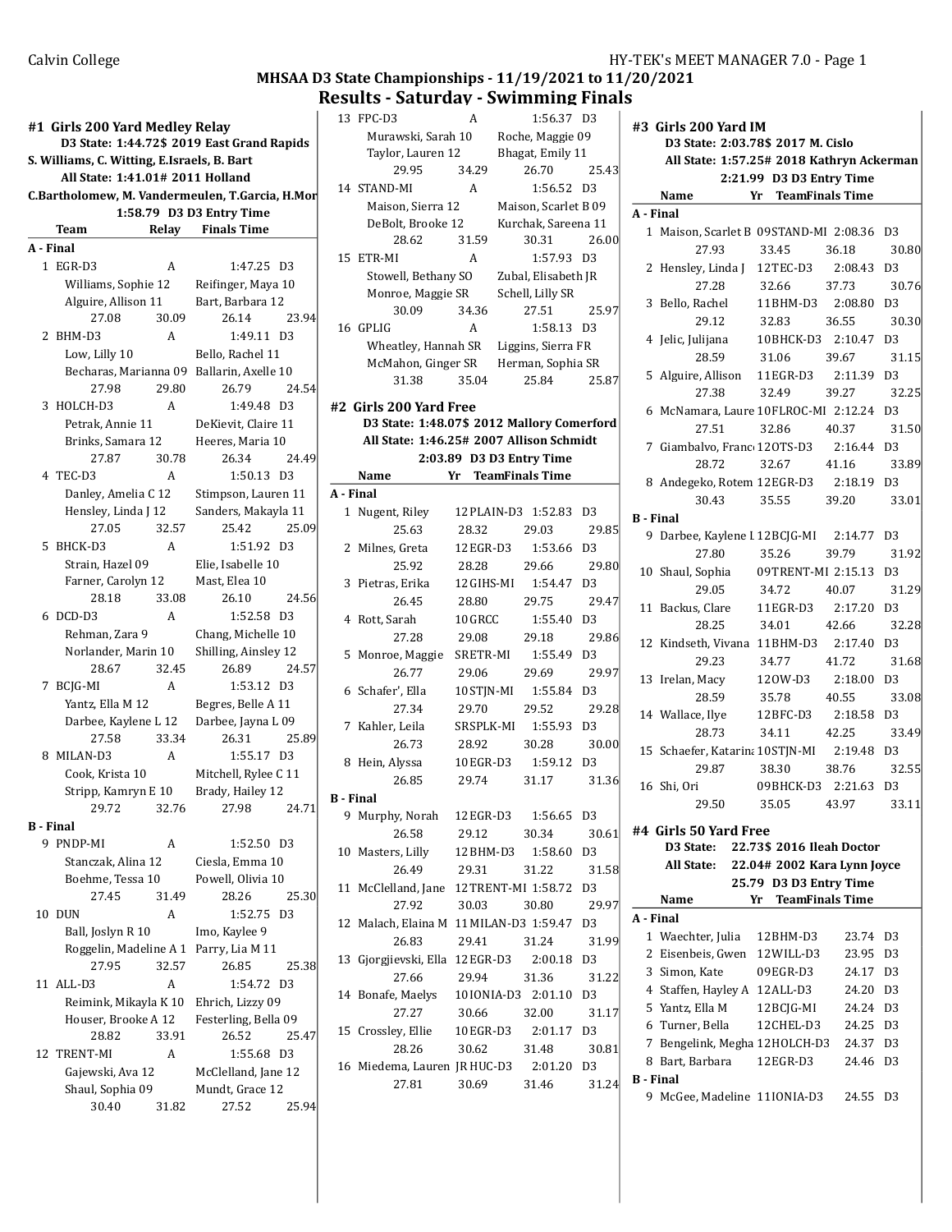## MHSAA D3 State Championships - 11/19/2021 to 11/20/2021

## Results - Saturday - Swimming Finals

### #1 Girls 200 Yard Medley Relay

**D3 State: 1:44.72$ 2019 East Grand Rapids**
**S. Williams, C. Witting, E.Israels, B. Bart**
**All State: 1:41.01# 2011 Holland**
**C.Bartholomew, M. Vandermeulen, T.Garcia, H.Mor**
**1:58.79 D3 D3 Entry Time**

| | Team | Relay | Finals Time | |
|---|---|---|---|---|
| **A - Final** | | | | |
| 1 | EGR-D3 | A | 1:47.25 | D3 |
| | Williams, Sophie 12 | Reifinger, Maya 10 | | |
| | Alguire, Allison 11 | Bart, Barbara 12 | | |
| | 27.08 | 30.09 | 26.14 | 23.94 |
| 2 | BHM-D3 | A | 1:49.11 | D3 |
| | Low, Lilly 10 | Bello, Rachel 11 | | |
| | Becharas, Marianna 09 | Ballarin, Axelle 10 | | |
| | 27.98 | 29.80 | 26.79 | 24.54 |
| 3 | HOLCH-D3 | A | 1:49.48 | D3 |
| | Petrak, Annie 11 | DeKievit, Claire 11 | | |
| | Brinks, Samara 12 | Heeres, Maria 10 | | |
| | 27.87 | 30.78 | 26.34 | 24.49 |
| 4 | TEC-D3 | A | 1:50.13 | D3 |
| | Danley, Amelia C 12 | Stimpson, Lauren 11 | | |
| | Hensley, Linda J 12 | Sanders, Makayla 11 | | |
| | 27.05 | 32.57 | 25.42 | 25.09 |
| 5 | BHCK-D3 | A | 1:51.92 | D3 |
| | Strain, Hazel 09 | Elie, Isabelle 10 | | |
| | Farner, Carolyn 12 | Mast, Elea 10 | | |
| | 28.18 | 33.08 | 26.10 | 24.56 |
| 6 | DCD-D3 | A | 1:52.58 | D3 |
| | Rehman, Zara 9 | Chang, Michelle 10 | | |
| | Norlander, Marin 10 | Shilling, Ainsley 12 | | |
| | 28.67 | 32.45 | 26.89 | 24.57 |
| 7 | BCJG-MI | A | 1:53.12 | D3 |
| | Yantz, Ella M 12 | Begres, Belle A 11 | | |
| | Darbee, Kaylene L 12 | Darbee, Jayna L 09 | | |
| | 27.58 | 33.34 | 26.31 | 25.89 |
| 8 | MILAN-D3 | A | 1:55.17 | D3 |
| | Cook, Krista 10 | Mitchell, Rylee C 11 | | |
| | Stripp, Kamryn E 10 | Brady, Hailey 12 | | |
| | 29.72 | 32.76 | 27.98 | 24.71 |
| **B - Final** | | | | |
| 9 | PNDP-MI | A | 1:52.50 | D3 |
| | Stanczak, Alina 12 | Ciesla, Emma 10 | | |
| | Boehme, Tessa 10 | Powell, Olivia 10 | | |
| | 27.45 | 31.49 | 28.26 | 25.30 |
| 10 | DUN | A | 1:52.75 | D3 |
| | Ball, Joslyn R 10 | Imo, Kaylee 9 | | |
| | Roggelin, Madeline A 1 | Parry, Lia M 11 | | |
| | 27.95 | 32.57 | 26.85 | 25.38 |
| 11 | ALL-D3 | A | 1:54.72 | D3 |
| | Reimink, Mikayla K 10 | Ehrich, Lizzy 09 | | |
| | Houser, Brooke A 12 | Festerling, Bella 09 | | |
| | 28.82 | 33.91 | 26.52 | 25.47 |
| 12 | TRENT-MI | A | 1:55.68 | D3 |
| | Gajewski, Ava 12 | McClelland, Jane 12 | | |
| | Shaul, Sophia 09 | Mundt, Grace 12 | | |
| | 30.40 | 31.82 | 27.52 | 25.94 |
| 13 | FPC-D3 | A | 1:56.37 | D3 |
| | Murawski, Sarah 10 | Roche, Maggie 09 | | |
| | Taylor, Lauren 12 | Bhagat, Emily 11 | | |
| | 29.95 | 34.29 | 26.70 | 25.43 |
| 14 | STAND-MI | A | 1:56.52 | D3 |
| | Maison, Sierra 12 | Maison, Scarlet B 09 | | |
| | DeBolt, Brooke 12 | Kurchak, Sareena 11 | | |
| | 28.62 | 31.59 | 30.31 | 26.00 |
| 15 | ETR-MI | A | 1:57.93 | D3 |
| | Stowell, Bethany SO | Zubal, Elisabeth JR | | |
| | Monroe, Maggie SR | Schell, Lilly SR | | |
| | 30.09 | 34.36 | 27.51 | 25.97 |
| 16 | GPLIG | A | 1:58.13 | D3 |
| | Wheatley, Hannah SR | Liggins, Sierra FR | | |
| | McMahon, Ginger SR | Herman, Sophia SR | | |
| | 31.38 | 35.04 | 25.84 | 25.87 |

### #2 Girls 200 Yard Free

**D3 State: 1:48.07$ 2012 Mallory Comerford**
**All State: 1:46.25# 2007 Allison Schmidt**
**2:03.89 D3 D3 Entry Time**

| | Name | Yr | Team | Finals Time | |
|---|---|---|---|---|---|
| **A - Final** | | | | | |
| 1 | Nugent, Riley | 12 | PLAIN-D3 | 1:52.83 | D3 |
| | 25.63 | 28.32 | 29.03 | 29.85 | |
| 2 | Milnes, Greta | 12 | EGR-D3 | 1:53.66 | D3 |
| | 25.92 | 28.28 | 29.66 | 29.80 | |
| 3 | Pietras, Erika | 12 | GIHS-MI | 1:54.47 | D3 |
| | 26.45 | 28.80 | 29.75 | 29.47 | |
| 4 | Rott, Sarah | 10 | GRCC | 1:55.40 | D3 |
| | 27.28 | 29.08 | 29.18 | 29.86 | |
| 5 | Monroe, Maggie | SR | ETR-MI | 1:55.49 | D3 |
| | 26.77 | 29.06 | 29.69 | 29.97 | |
| 6 | Schafer', Ella | 10 | STJN-MI | 1:55.84 | D3 |
| | 27.34 | 29.70 | 29.52 | 29.28 | |
| 7 | Kahler, Leila | SR | SPLK-MI | 1:55.93 | D3 |
| | 26.73 | 28.92 | 30.28 | 30.00 | |
| 8 | Hein, Alyssa | 10 | EGR-D3 | 1:59.12 | D3 |
| | 26.85 | 29.74 | 31.17 | 31.36 | |
| **B - Final** | | | | | |
| 9 | Murphy, Norah | 12 | EGR-D3 | 1:56.65 | D3 |
| | 26.58 | 29.12 | 30.34 | 30.61 | |
| 10 | Masters, Lilly | 12 | BHM-D3 | 1:58.60 | D3 |
| | 26.49 | 29.31 | 31.22 | 31.58 | |
| 11 | McClelland, Jane | 12 | TRENT-MI | 1:58.72 | D3 |
| | 27.92 | 30.03 | 30.80 | 29.97 | |
| 12 | Malach, Elaina M | 11 | MILAN-D3 | 1:59.47 | D3 |
| | 26.83 | 29.41 | 31.24 | 31.99 | |
| 13 | Gjorgjievski, Ella | 12 | EGR-D3 | 2:00.18 | D3 |
| | 27.66 | 29.94 | 31.36 | 31.22 | |
| 14 | Bonafe, Maelys | 10 | IONIA-D3 | 2:01.10 | D3 |
| | 27.27 | 30.66 | 32.00 | 31.17 | |
| 15 | Crossley, Ellie | 10 | EGR-D3 | 2:01.17 | D3 |
| | 28.26 | 30.62 | 31.48 | 30.81 | |
| 16 | Miedema, Lauren | JR | HUC-D3 | 2:01.20 | D3 |
| | 27.81 | 30.69 | 31.46 | 31.24 | |

### #3 Girls 200 Yard IM

**D3 State: 2:03.78$ 2017 M. Cislo**
**All State: 1:57.25# 2018 Kathryn Ackerman**
**2:21.99 D3 D3 Entry Time**

| | Name | Yr | Team | Finals Time | |
|---|---|---|---|---|---|
| **A - Final** | | | | | |
| 1 | Maison, Scarlet B | 09 | STAND-MI | 2:08.36 | D3 |
| | 27.93 | 33.45 | 36.18 | 30.80 | |
| 2 | Hensley, Linda J | 12 | TEC-D3 | 2:08.43 | D3 |
| | 27.28 | 32.66 | 37.73 | 30.76 | |
| 3 | Bello, Rachel | 11 | BHM-D3 | 2:08.80 | D3 |
| | 29.12 | 32.83 | 36.55 | 30.30 | |
| 4 | Jelic, Julijana | 10 | BHCK-D3 | 2:10.47 | D3 |
| | 28.59 | 31.06 | 39.67 | 31.15 | |
| 5 | Alguire, Allison | 11 | EGR-D3 | 2:11.39 | D3 |
| | 27.38 | 32.49 | 39.27 | 32.25 | |
| 6 | McNamara, Laure | 10 | FLROC-MI | 2:12.24 | D3 |
| | 27.51 | 32.86 | 40.37 | 31.50 | |
| 7 | Giambalvo, Franc | 12 | OTS-D3 | 2:16.44 | D3 |
| | 28.72 | 32.67 | 41.16 | 33.89 | |
| 8 | Andegeko, Rotem | 12 | EGR-D3 | 2:18.19 | D3 |
| | 30.43 | 35.55 | 39.20 | 33.01 | |
| **B - Final** | | | | | |
| 9 | Darbee, Kaylene L | 12 | BCJG-MI | 2:14.77 | D3 |
| | 27.80 | 35.26 | 39.79 | 31.92 | |
| 10 | Shaul, Sophia | 09 | TRENT-MI | 2:15.13 | D3 |
| | 29.05 | 34.72 | 40.07 | 31.29 | |
| 11 | Backus, Clare | 11 | EGR-D3 | 2:17.20 | D3 |
| | 28.25 | 34.01 | 42.66 | 32.28 | |
| 12 | Kindseth, Vivana | 11 | BHM-D3 | 2:17.40 | D3 |
| | 29.23 | 34.77 | 41.72 | 31.68 | |
| 13 | Irelan, Macy | 12 | OW-D3 | 2:18.00 | D3 |
| | 28.59 | 35.78 | 40.55 | 33.08 | |
| 14 | Wallace, Ilye | 12 | BFC-D3 | 2:18.58 | D3 |
| | 28.73 | 34.11 | 42.25 | 33.49 | |
| 15 | Schaefer, Katarina | 10 | STJN-MI | 2:19.48 | D3 |
| | 29.87 | 38.30 | 38.76 | 32.55 | |
| 16 | Shi, Ori | 09 | BHCK-D3 | 2:21.63 | D3 |
| | 29.50 | 35.05 | 43.97 | 33.11 | |

### #4 Girls 50 Yard Free

**D3 State: 22.73$ 2016 Ileah Doctor**
**All State: 22.04# 2002 Kara Lynn Joyce**
**25.79 D3 D3 Entry Time**

| | Name | Yr | Team | Finals Time | |
|---|---|---|---|---|---|
| **A - Final** | | | | | |
| 1 | Waechter, Julia | 12 | BHM-D3 | 23.74 | D3 |
| 2 | Eisenbeis, Gwen | 12 | WILL-D3 | 23.95 | D3 |
| 3 | Simon, Kate | 09 | EGR-D3 | 24.17 | D3 |
| 4 | Staffen, Hayley A | 12 | ALL-D3 | 24.20 | D3 |
| 5 | Yantz, Ella M | 12 | BCJG-MI | 24.24 | D3 |
| 6 | Turner, Bella | 12 | CHEL-D3 | 24.25 | D3 |
| 7 | Bengelink, Megha | 12 | HOLCH-D3 | 24.37 | D3 |
| 8 | Bart, Barbara | 12 | EGR-D3 | 24.46 | D3 |
| **B - Final** | | | | | |
| 9 | McGee, Madeline | 11 | IONIA-D3 | 24.55 | D3 |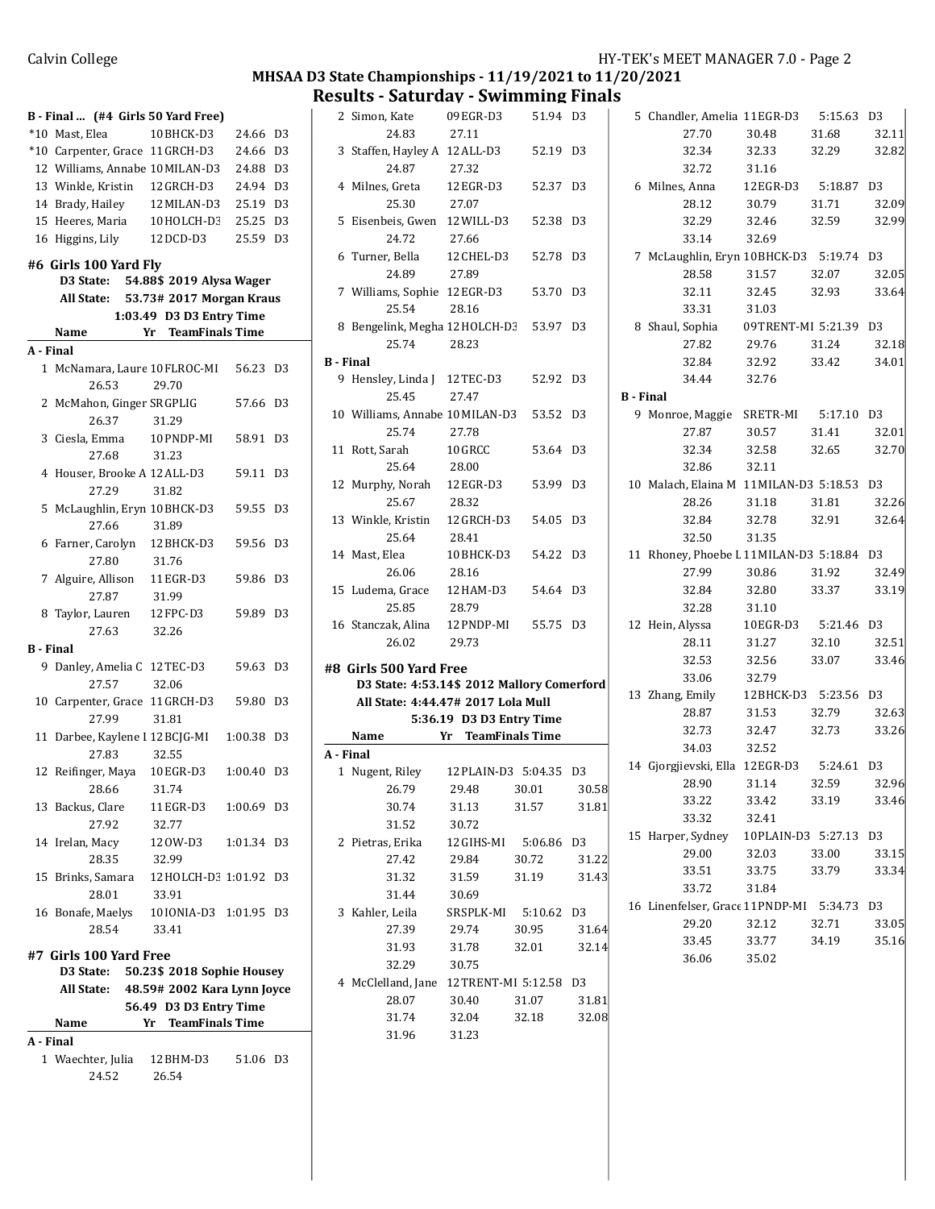## MHSAA D3 State Championships - 11/19/2021 to 11/20/2021

## Results - Saturday - Swimming Finals

### B - Final ... (#4 Girls 50 Yard Free)

| | Name | Yr | Team | Finals Time | |
|---|---|---|---|---|---|
| *10 | Mast, Elea | 10 | BHCK-D3 | 24.66 | D3 |
| *10 | Carpenter, Grace | 11 | GRCH-D3 | 24.66 | D3 |
| 12 | Williams, Annabe | 10 | MILAN-D3 | 24.88 | D3 |
| 13 | Winkle, Kristin | 12 | GRCH-D3 | 24.94 | D3 |
| 14 | Brady, Hailey | 12 | MILAN-D3 | 25.19 | D3 |
| 15 | Heeres, Maria | 10 | HOLCH-D3 | 25.25 | D3 |
| 16 | Higgins, Lily | 12 | DCD-D3 | 25.59 | D3 |

### #6 Girls 100 Yard Fly

D3 State: 54.88$ 2019 Alysa Wager
All State: 53.73# 2017 Morgan Kraus
1:03.49 D3 D3 Entry Time

| | Name | Yr | Team | Finals Time | |
|---|---|---|---|---|---|
| **A - Final** | | | | | |
| 1 | McNamara, Laure | 10 | FLROC-MI | 56.23 | D3 |
| | 26.53 | 29.70 | | | |
| 2 | McMahon, Ginger | SR | GPLIG | 57.66 | D3 |
| | 26.37 | 31.29 | | | |
| 3 | Ciesla, Emma | 10 | PNDP-MI | 58.91 | D3 |
| | 27.68 | 31.23 | | | |
| 4 | Houser, Brooke A | 12 | ALL-D3 | 59.11 | D3 |
| | 27.29 | 31.82 | | | |
| 5 | McLaughlin, Eryn | 10 | BHCK-D3 | 59.55 | D3 |
| | 27.66 | 31.89 | | | |
| 6 | Farner, Carolyn | 12 | BHCK-D3 | 59.56 | D3 |
| | 27.80 | 31.76 | | | |
| 7 | Alguire, Allison | 11 | EGR-D3 | 59.86 | D3 |
| | 27.87 | 31.99 | | | |
| 8 | Taylor, Lauren | 12 | FPC-D3 | 59.89 | D3 |
| | 27.63 | 32.26 | | | |
| **B - Final** | | | | | |
| 9 | Danley, Amelia C | 12 | TEC-D3 | 59.63 | D3 |
| | 27.57 | 32.06 | | | |
| 10 | Carpenter, Grace | 11 | GRCH-D3 | 59.80 | D3 |
| | 27.99 | 31.81 | | | |
| 11 | Darbee, Kaylene I | 12 | BCJG-MI | 1:00.38 | D3 |
| | 27.83 | 32.55 | | | |
| 12 | Reifinger, Maya | 10 | EGR-D3 | 1:00.40 | D3 |
| | 28.66 | 31.74 | | | |
| 13 | Backus, Clare | 11 | EGR-D3 | 1:00.69 | D3 |
| | 27.92 | 32.77 | | | |
| 14 | Irelan, Macy | 12 | OW-D3 | 1:01.34 | D3 |
| | 28.35 | 32.99 | | | |
| 15 | Brinks, Samara | 12 | HOLCH-D3 | 1:01.92 | D3 |
| | 28.01 | 33.91 | | | |
| 16 | Bonafe, Maelys | 10 | IONIA-D3 | 1:01.95 | D3 |
| | 28.54 | 33.41 | | | |

### #7 Girls 100 Yard Free

D3 State: 50.23$ 2018 Sophie Housey
All State: 48.59# 2002 Kara Lynn Joyce
56.49 D3 D3 Entry Time

| | Name | Yr | Team | Finals Time | |
|---|---|---|---|---|---|
| **A - Final** | | | | | |
| 1 | Waechter, Julia | 12 | BHM-D3 | 51.06 | D3 |
| | 24.52 | 26.54 | | | |
| 2 | Simon, Kate | 09 | EGR-D3 | 51.94 | D3 |
| | 24.83 | 27.11 | | | |
| 3 | Staffen, Hayley A | 12 | ALL-D3 | 52.19 | D3 |
| | 24.87 | 27.32 | | | |
| 4 | Milnes, Greta | 12 | EGR-D3 | 52.37 | D3 |
| | 25.30 | 27.07 | | | |
| 5 | Eisenbeis, Gwen | 12 | WILL-D3 | 52.38 | D3 |
| | 24.72 | 27.66 | | | |
| 6 | Turner, Bella | 12 | CHEL-D3 | 52.78 | D3 |
| | 24.89 | 27.89 | | | |
| 7 | Williams, Sophie | 12 | EGR-D3 | 53.70 | D3 |
| | 25.54 | 28.16 | | | |
| 8 | Bengelink, Megha | 12 | HOLCH-D3 | 53.97 | D3 |
| | 25.74 | 28.23 | | | |
| **B - Final** | | | | | |
| 9 | Hensley, Linda J | 12 | TEC-D3 | 52.92 | D3 |
| | 25.45 | 27.47 | | | |
| 10 | Williams, Annabe | 10 | MILAN-D3 | 53.52 | D3 |
| | 25.74 | 27.78 | | | |
| 11 | Rott, Sarah | 10 | GRCC | 53.64 | D3 |
| | 25.64 | 28.00 | | | |
| 12 | Murphy, Norah | 12 | EGR-D3 | 53.99 | D3 |
| | 25.67 | 28.32 | | | |
| 13 | Winkle, Kristin | 12 | GRCH-D3 | 54.05 | D3 |
| | 25.64 | 28.41 | | | |
| 14 | Mast, Elea | 10 | BHCK-D3 | 54.22 | D3 |
| | 26.06 | 28.16 | | | |
| 15 | Ludema, Grace | 12 | HAM-D3 | 54.64 | D3 |
| | 25.85 | 28.79 | | | |
| 16 | Stanczak, Alina | 12 | PNDP-MI | 55.75 | D3 |
| | 26.02 | 29.73 | | | |

### #8 Girls 500 Yard Free

D3 State: 4:53.14$ 2012 Mallory Comerford
All State: 4:44.47# 2017 Lola Mull
5:36.19 D3 D3 Entry Time

| | Name | Yr | Team | Finals Time | |
|---|---|---|---|---|---|
| **A - Final** | | | | | |
| 1 | Nugent, Riley | 12 | PLAIN-D3 | 5:04.35 | D3 |
| | 26.79 | 29.48 | 30.01 | 30.58 | |
| | 30.74 | 31.13 | 31.57 | 31.81 | |
| | 31.52 | 30.72 | | | |
| 2 | Pietras, Erika | 12 | GIHS-MI | 5:06.86 | D3 |
| | 27.42 | 29.84 | 30.72 | 31.22 | |
| | 31.32 | 31.59 | 31.19 | 31.43 | |
| | 31.44 | 30.69 | | | |
| 3 | Kahler, Leila | SR | SPLK-MI | 5:10.62 | D3 |
| | 27.39 | 29.74 | 30.95 | 31.64 | |
| | 31.93 | 31.78 | 32.01 | 32.14 | |
| | 32.29 | 30.75 | | | |
| 4 | McClelland, Jane | 12 | TRENT-MI | 5:12.58 | D3 |
| | 28.07 | 30.40 | 31.07 | 31.81 | |
| | 31.74 | 32.04 | 32.18 | 32.08 | |
| | 31.96 | 31.23 | | | |
| 5 | Chandler, Amelia | 11 | EGR-D3 | 5:15.63 | D3 |
| | 27.70 | 30.48 | 31.68 | 32.11 | |
| | 32.34 | 32.33 | 32.29 | 32.82 | |
| | 32.72 | 31.16 | | | |
| 6 | Milnes, Anna | 12 | EGR-D3 | 5:18.87 | D3 |
| | 28.12 | 30.79 | 31.71 | 32.09 | |
| | 32.29 | 32.46 | 32.59 | 32.99 | |
| | 33.14 | 32.69 | | | |
| 7 | McLaughlin, Eryn | 10 | BHCK-D3 | 5:19.74 | D3 |
| | 28.58 | 31.57 | 32.07 | 32.05 | |
| | 32.11 | 32.45 | 32.93 | 33.64 | |
| | 33.31 | 31.03 | | | |
| 8 | Shaul, Sophia | 09 | TRENT-MI | 5:21.39 | D3 |
| | 27.82 | 29.76 | 31.24 | 32.18 | |
| | 32.84 | 32.92 | 33.42 | 34.01 | |
| | 34.44 | 32.76 | | | |
| **B - Final** | | | | | |
| 9 | Monroe, Maggie | SR | ETR-MI | 5:17.10 | D3 |
| | 27.87 | 30.57 | 31.41 | 32.01 | |
| | 32.34 | 32.58 | 32.65 | 32.70 | |
| | 32.86 | 32.11 | | | |
| 10 | Malach, Elaina M | 11 | MILAN-D3 | 5:18.53 | D3 |
| | 28.26 | 31.18 | 31.81 | 32.26 | |
| | 32.84 | 32.78 | 32.91 | 32.64 | |
| | 32.50 | 31.35 | | | |
| 11 | Rhoney, Phoebe L | 11 | MILAN-D3 | 5:18.84 | D3 |
| | 27.99 | 30.86 | 31.92 | 32.49 | |
| | 32.84 | 32.80 | 33.37 | 33.19 | |
| | 32.28 | 31.10 | | | |
| 12 | Hein, Alyssa | 10 | EGR-D3 | 5:21.46 | D3 |
| | 28.11 | 31.27 | 32.10 | 32.51 | |
| | 32.53 | 32.56 | 33.07 | 33.46 | |
| | 33.06 | 32.79 | | | |
| 13 | Zhang, Emily | 12 | BHCK-D3 | 5:23.56 | D3 |
| | 28.87 | 31.53 | 32.79 | 32.63 | |
| | 32.73 | 32.47 | 32.73 | 33.26 | |
| | 34.03 | 32.52 | | | |
| 14 | Gjorgjievski, Ella | 12 | EGR-D3 | 5:24.61 | D3 |
| | 28.90 | 31.14 | 32.59 | 32.96 | |
| | 33.22 | 33.42 | 33.19 | 33.46 | |
| | 33.32 | 32.41 | | | |
| 15 | Harper, Sydney | 10 | PLAIN-D3 | 5:27.13 | D3 |
| | 29.00 | 32.03 | 33.00 | 33.15 | |
| | 33.51 | 33.75 | 33.79 | 33.34 | |
| | 33.72 | 31.84 | | | |
| 16 | Linenfelser, Grace | 11 | PNDP-MI | 5:34.73 | D3 |
| | 29.20 | 32.12 | 32.71 | 33.05 | |
| | 33.45 | 33.77 | 34.19 | 35.16 | |
| | 36.06 | 35.02 | | | |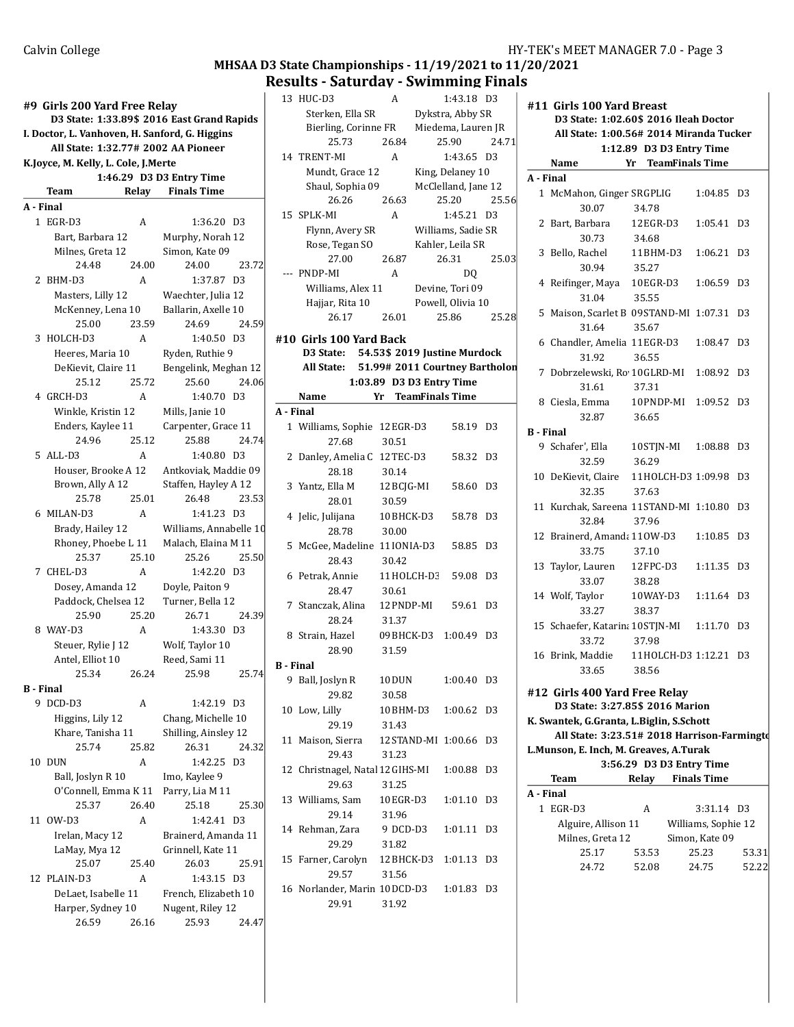## MHSAA D3 State Championships - 11/19/2021 to 11/20/2021

## Results - Saturday - Swimming Finals

### #9 Girls 200 Yard Free Relay

**D3 State: 1:33.89$ 2016 East Grand Rapids**
**I. Doctor, L. Vanhoven, H. Sanford, G. Higgins**
**All State: 1:32.77# 2002 AA Pioneer**
**K.Joyce, M. Kelly, L. Cole, J.Merte**
**1:46.29 D3 D3 Entry Time**

| | Team | Relay | Finals Time | |
|---|---|---|---|---|
| **A - Final** | | | | |
| 1 | EGR-D3 | A | 1:36.20 | D3 |
| | Bart, Barbara 12 | | Murphy, Norah 12 | |
| | Milnes, Greta 12 | | Simon, Kate 09 | |
| | 24.48 | 24.00 | 24.00 | 23.72 |
| 2 | BHM-D3 | A | 1:37.87 | D3 |
| | Masters, Lilly 12 | | Waechter, Julia 12 | |
| | McKenney, Lena 10 | | Ballarin, Axelle 10 | |
| | 25.00 | 23.59 | 24.69 | 24.59 |
| 3 | HOLCH-D3 | A | 1:40.50 | D3 |
| | Heeres, Maria 10 | | Ryden, Ruthie 9 | |
| | DeKievit, Claire 11 | | Bengelink, Meghan 12 | |
| | 25.12 | 25.72 | 25.60 | 24.06 |
| 4 | GRCH-D3 | A | 1:40.70 | D3 |
| | Winkle, Kristin 12 | | Mills, Janie 10 | |
| | Enders, Kaylee 11 | | Carpenter, Grace 11 | |
| | 24.96 | 25.12 | 25.88 | 24.74 |
| 5 | ALL-D3 | A | 1:40.80 | D3 |
| | Houser, Brooke A 12 | | Antkoviak, Maddie 09 | |
| | Brown, Ally A 12 | | Staffen, Hayley A 12 | |
| | 25.78 | 25.01 | 26.48 | 23.53 |
| 6 | MILAN-D3 | A | 1:41.23 | D3 |
| | Brady, Hailey 12 | | Williams, Annabelle 10 | |
| | Rhoney, Phoebe L 11 | | Malach, Elaina M 11 | |
| | 25.37 | 25.10 | 25.26 | 25.50 |
| 7 | CHEL-D3 | A | 1:42.20 | D3 |
| | Dosey, Amanda 12 | | Doyle, Paiton 9 | |
| | Paddock, Chelsea 12 | | Turner, Bella 12 | |
| | 25.90 | 25.20 | 26.71 | 24.39 |
| 8 | WAY-D3 | A | 1:43.30 | D3 |
| | Steuer, Rylie J 12 | | Wolf, Taylor 10 | |
| | Antel, Elliot 10 | | Reed, Sami 11 | |
| | 25.34 | 26.24 | 25.98 | 25.74 |
| **B - Final** | | | | |
| 9 | DCD-D3 | A | 1:42.19 | D3 |
| | Higgins, Lily 12 | | Chang, Michelle 10 | |
| | Khare, Tanisha 11 | | Shilling, Ainsley 12 | |
| | 25.74 | 25.82 | 26.31 | 24.32 |
| 10 | DUN | A | 1:42.25 | D3 |
| | Ball, Joslyn R 10 | | Imo, Kaylee 9 | |
| | O'Connell, Emma K 11 | | Parry, Lia M 11 | |
| | 25.37 | 26.40 | 25.18 | 25.30 |
| 11 | OW-D3 | A | 1:42.41 | D3 |
| | Irelan, Macy 12 | | Brainerd, Amanda 11 | |
| | LaMay, Mya 12 | | Grinnell, Kate 11 | |
| | 25.07 | 25.40 | 26.03 | 25.91 |
| 12 | PLAIN-D3 | A | 1:43.15 | D3 |
| | DeLaet, Isabelle 11 | | French, Elizabeth 10 | |
| | Harper, Sydney 10 | | Nugent, Riley 12 | |
| | 26.59 | 26.16 | 25.93 | 24.47 |
| 13 | HUC-D3 | A | 1:43.18 | D3 |
| | Sterken, Ella SR | | Dykstra, Abby SR | |
| | Bierling, Corinne FR | | Miedema, Lauren JR | |
| | 25.73 | 26.84 | 25.90 | 24.71 |
| 14 | TRENT-MI | A | 1:43.65 | D3 |
| | Mundt, Grace 12 | | King, Delaney 10 | |
| | Shaul, Sophia 09 | | McClelland, Jane 12 | |
| | 26.26 | 26.63 | 25.20 | 25.56 |
| 15 | SPLK-MI | A | 1:45.21 | D3 |
| | Flynn, Avery SR | | Williams, Sadie SR | |
| | Rose, Tegan SO | | Kahler, Leila SR | |
| | 27.00 | 26.87 | 26.31 | 25.03 |
| --- | PNDP-MI | A | DQ | |
| | Williams, Alex 11 | | Devine, Tori 09 | |
| | Hajjar, Rita 10 | | Powell, Olivia 10 | |
| | 26.17 | 26.01 | 25.86 | 25.28 |

### #10 Girls 100 Yard Back

**D3 State: 54.53$ 2019 Justine Murdock**
**All State: 51.99# 2011 Courtney Bartholon**
**1:03.89 D3 D3 Entry Time**

| | Name | Yr | Team | Finals Time | |
|---|---|---|---|---|---|
| **A - Final** | | | | | |
| 1 | Williams, Sophie | 12 | EGR-D3 | 58.19 | D3 |
| | 27.68 | 30.51 | | | |
| 2 | Danley, Amelia C | 12 | TEC-D3 | 58.32 | D3 |
| | 28.18 | 30.14 | | | |
| 3 | Yantz, Ella M | 12 | BCJG-MI | 58.60 | D3 |
| | 28.01 | 30.59 | | | |
| 4 | Jelic, Julijana | 10 | BHCK-D3 | 58.78 | D3 |
| | 28.78 | 30.00 | | | |
| 5 | McGee, Madeline | 11 | IONIA-D3 | 58.85 | D3 |
| | 28.43 | 30.42 | | | |
| 6 | Petrak, Annie | 11 | HOLCH-D3 | 59.08 | D3 |
| | 28.47 | 30.61 | | | |
| 7 | Stanczak, Alina | 12 | PNDP-MI | 59.61 | D3 |
| | 28.24 | 31.37 | | | |
| 8 | Strain, Hazel | 09 | BHCK-D3 | 1:00.49 | D3 |
| | 28.90 | 31.59 | | | |
| **B - Final** | | | | | |
| 9 | Ball, Joslyn R | 10 | DUN | 1:00.40 | D3 |
| | 29.82 | 30.58 | | | |
| 10 | Low, Lilly | 10 | BHM-D3 | 1:00.62 | D3 |
| | 29.19 | 31.43 | | | |
| 11 | Maison, Sierra | 12 | STAND-MI | 1:00.66 | D3 |
| | 29.43 | 31.23 | | | |
| 12 | Christnagel, Natal | 12 | GIHS-MI | 1:00.88 | D3 |
| | 29.63 | 31.25 | | | |
| 13 | Williams, Sam | 10 | EGR-D3 | 1:01.10 | D3 |
| | 29.14 | 31.96 | | | |
| 14 | Rehman, Zara | 9 | DCD-D3 | 1:01.11 | D3 |
| | 29.29 | 31.82 | | | |
| 15 | Farner, Carolyn | 12 | BHCK-D3 | 1:01.13 | D3 |
| | 29.57 | 31.56 | | | |
| 16 | Norlander, Marin | 10 | DCD-D3 | 1:01.83 | D3 |
| | 29.91 | 31.92 | | | |

### #11 Girls 100 Yard Breast

**D3 State: 1:02.60$ 2016 Ileah Doctor**
**All State: 1:00.56# 2014 Miranda Tucker**
**1:12.89 D3 D3 Entry Time**

| | Name | Yr | Team | Finals Time | |
|---|---|---|---|---|---|
| **A - Final** | | | | | |
| 1 | McMahon, Ginger | SR | GPLIG | 1:04.85 | D3 |
| | 30.07 | 34.78 | | | |
| 2 | Bart, Barbara | 12 | EGR-D3 | 1:05.41 | D3 |
| | 30.73 | 34.68 | | | |
| 3 | Bello, Rachel | 11 | BHM-D3 | 1:06.21 | D3 |
| | 30.94 | 35.27 | | | |
| 4 | Reifinger, Maya | 10 | EGR-D3 | 1:06.59 | D3 |
| | 31.04 | 35.55 | | | |
| 5 | Maison, Scarlet B | 09 | STAND-MI | 1:07.31 | D3 |
| | 31.64 | 35.67 | | | |
| 6 | Chandler, Amelia | 11 | EGR-D3 | 1:08.47 | D3 |
| | 31.92 | 36.55 | | | |
| 7 | Dobrzelewski, Ro | 10 | GLRD-MI | 1:08.92 | D3 |
| | 31.61 | 37.31 | | | |
| 8 | Ciesla, Emma | 10 | PNDP-MI | 1:09.52 | D3 |
| | 32.87 | 36.65 | | | |
| **B - Final** | | | | | |
| 9 | Schafer', Ella | 10 | STJN-MI | 1:08.88 | D3 |
| | 32.59 | 36.29 | | | |
| 10 | DeKievit, Claire | 11 | HOLCH-D3 | 1:09.98 | D3 |
| | 32.35 | 37.63 | | | |
| 11 | Kurchak, Sareena | 11 | STAND-MI | 1:10.80 | D3 |
| | 32.84 | 37.96 | | | |
| 12 | Brainerd, Amanda | 11 | OW-D3 | 1:10.85 | D3 |
| | 33.75 | 37.10 | | | |
| 13 | Taylor, Lauren | 12 | FPC-D3 | 1:11.35 | D3 |
| | 33.07 | 38.28 | | | |
| 14 | Wolf, Taylor | 10 | WAY-D3 | 1:11.64 | D3 |
| | 33.27 | 38.37 | | | |
| 15 | Schaefer, Katarina | 10 | STJN-MI | 1:11.70 | D3 |
| | 33.72 | 37.98 | | | |
| 16 | Brink, Maddie | 11 | HOLCH-D3 | 1:12.21 | D3 |
| | 33.65 | 38.56 | | | |

### #12 Girls 400 Yard Free Relay

**D3 State: 3:27.85$ 2016 Marion**
**K. Swantek, G.Granta, L.Biglin, S.Schott**
**All State: 3:23.51# 2018 Harrison-Farmingto**
**L.Munson, E. Inch, M. Greaves, A.Turak**
**3:56.29 D3 D3 Entry Time**

| | Team | Relay | Finals Time | |
|---|---|---|---|---|
| **A - Final** | | | | |
| 1 | EGR-D3 | A | 3:31.14 | D3 |
| | Alguire, Allison 11 | | Williams, Sophie 12 | |
| | Milnes, Greta 12 | | Simon, Kate 09 | |
| | 25.17 | 53.53 | 25.23 | 53.31 |
| | 24.72 | 52.08 | 24.75 | 52.22 |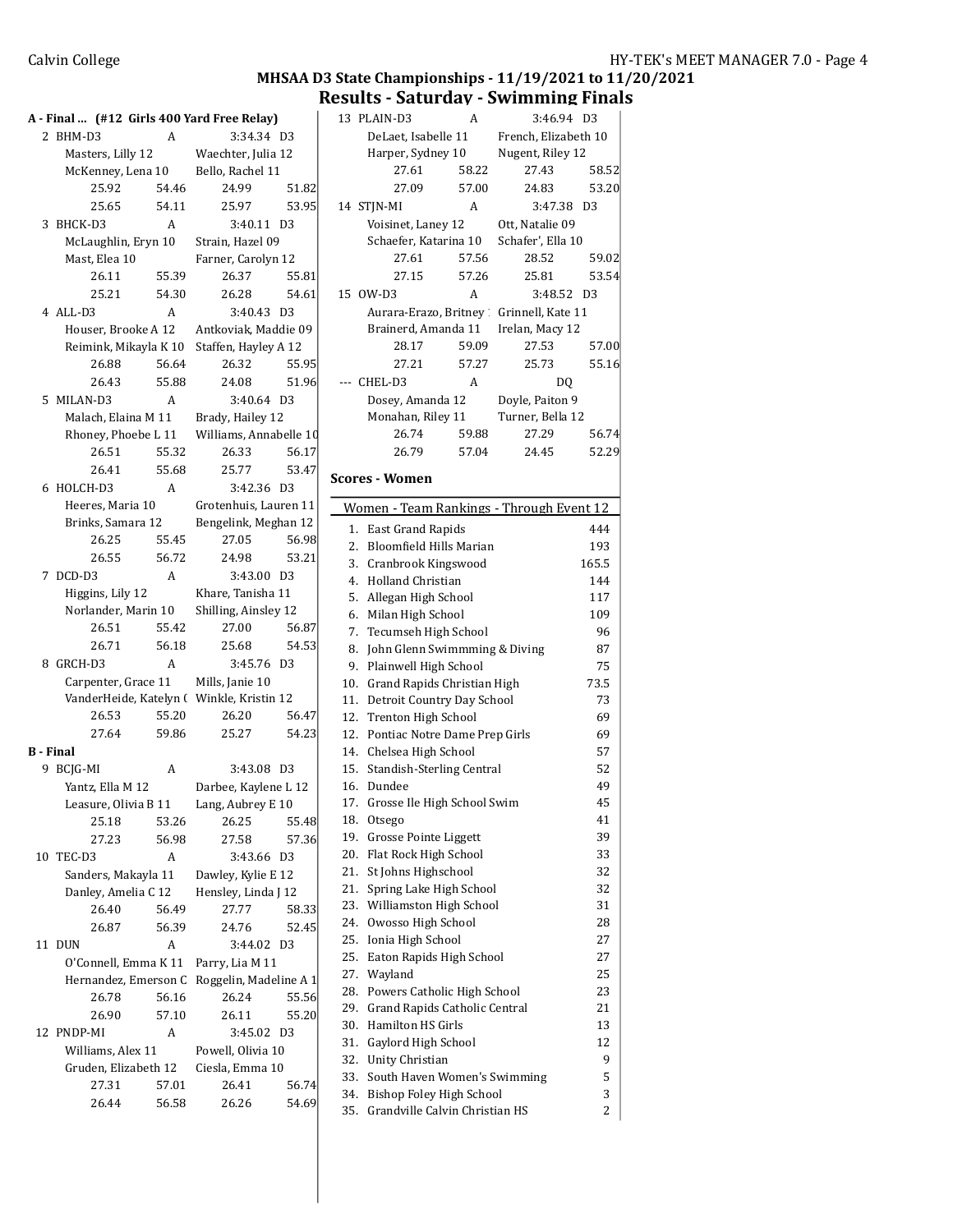# MHSAA D3 State Championships - 11/19/2021 to 11/20/2021

## Results - Saturday - Swimming Finals

### A - Final ... (#12 Girls 400 Yard Free Relay)

2 BHM-D3 A 3:34.34 D3
Masters, Lilly 12 — Waechter, Julia 12
McKenney, Lena 10 — Bello, Rachel 11
25.92 54.46 24.99 51.82
25.65 54.11 25.97 53.95

3 BHCK-D3 A 3:40.11 D3
McLaughlin, Eryn 10 — Strain, Hazel 09
Mast, Elea 10 — Farner, Carolyn 12
26.11 55.39 26.37 55.81
25.21 54.30 26.28 54.61

4 ALL-D3 A 3:40.43 D3
Houser, Brooke A 12 — Antkoviak, Maddie 09
Reimink, Mikayla K 10 — Staffen, Hayley A 12
26.88 56.64 26.32 55.95
26.43 55.88 24.08 51.96

5 MILAN-D3 A 3:40.64 D3
Malach, Elaina M 11 — Brady, Hailey 12
Rhoney, Phoebe L 11 — Williams, Annabelle 10
26.51 55.32 26.33 56.17
26.41 55.68 25.77 53.47

6 HOLCH-D3 A 3:42.36 D3
Heeres, Maria 10 — Grotenhuis, Lauren 11
Brinks, Samara 12 — Bengelink, Meghan 12
26.25 55.45 27.05 56.98
26.55 56.72 24.98 53.21

7 DCD-D3 A 3:43.00 D3
Higgins, Lily 12 — Khare, Tanisha 11
Norlander, Marin 10 — Shilling, Ainsley 12
26.51 55.42 27.00 56.87
26.71 56.18 25.68 54.53

8 GRCH-D3 A 3:45.76 D3
Carpenter, Grace 11 — Mills, Janie 10
VanderHeide, Katelyn ( — Winkle, Kristin 12
26.53 55.20 26.20 56.47
27.64 59.86 25.27 54.23

### B - Final

9 BCJG-MI A 3:43.08 D3
Yantz, Ella M 12 — Darbee, Kaylene L 12
Leasure, Olivia B 11 — Lang, Aubrey E 10
25.18 53.26 26.25 55.48
27.23 56.98 27.58 57.36

10 TEC-D3 A 3:43.66 D3
Sanders, Makayla 11 — Dawley, Kylie E 12
Danley, Amelia C 12 — Hensley, Linda J 12
26.40 56.49 27.77 58.33
26.87 56.39 24.76 52.45

11 DUN A 3:44.02 D3
O'Connell, Emma K 11 — Parry, Lia M 11
Hernandez, Emerson C — Roggelin, Madeline A 1
26.78 56.16 26.24 55.56
26.90 57.10 26.11 55.20

12 PNDP-MI A 3:45.02 D3
Williams, Alex 11 — Powell, Olivia 10
Gruden, Elizabeth 12 — Ciesla, Emma 10
27.31 57.01 26.41 56.74
26.44 56.58 26.26 54.69

13 PLAIN-D3 A 3:46.94 D3
DeLaet, Isabelle 11 — French, Elizabeth 10
Harper, Sydney 10 — Nugent, Riley 12
27.61 58.22 27.43 58.52
27.09 57.00 24.83 53.20

14 STJN-MI A 3:47.38 D3
Voisinet, Laney 12 — Ott, Natalie 09
Schaefer, Katarina 10 — Schafer', Ella 10
27.61 57.56 28.52 59.02
27.15 57.26 25.81 53.54

15 OW-D3 A 3:48.52 D3
Aurara-Erazo, Britney — Grinnell, Kate 11
Brainerd, Amanda 11 — Irelan, Macy 12
28.17 59.09 27.53 57.00
27.21 57.27 25.73 55.16

--- CHEL-D3 A DQ
Dosey, Amanda 12 — Doyle, Paiton 9
Monahan, Riley 11 — Turner, Bella 12
26.74 59.88 27.29 56.74
26.79 57.04 24.45 52.29

### Scores - Women

**Women - Team Rankings - Through Event 12**

| Rank | Team | Points |
|---|---|---|
| 1. | East Grand Rapids | 444 |
| 2. | Bloomfield Hills Marian | 193 |
| 3. | Cranbrook Kingswood | 165.5 |
| 4. | Holland Christian | 144 |
| 5. | Allegan High School | 117 |
| 6. | Milan High School | 109 |
| 7. | Tecumseh High School | 96 |
| 8. | John Glenn Swimmming & Diving | 87 |
| 9. | Plainwell High School | 75 |
| 10. | Grand Rapids Christian High | 73.5 |
| 11. | Detroit Country Day School | 73 |
| 12. | Trenton High School | 69 |
| 12. | Pontiac Notre Dame Prep Girls | 69 |
| 14. | Chelsea High School | 57 |
| 15. | Standish-Sterling Central | 52 |
| 16. | Dundee | 49 |
| 17. | Grosse Ile High School Swim | 45 |
| 18. | Otsego | 41 |
| 19. | Grosse Pointe Liggett | 39 |
| 20. | Flat Rock High School | 33 |
| 21. | St Johns Highschool | 32 |
| 21. | Spring Lake High School | 32 |
| 23. | Williamston High School | 31 |
| 24. | Owosso High School | 28 |
| 25. | Ionia High School | 27 |
| 25. | Eaton Rapids High School | 27 |
| 27. | Wayland | 25 |
| 28. | Powers Catholic High School | 23 |
| 29. | Grand Rapids Catholic Central | 21 |
| 30. | Hamilton HS Girls | 13 |
| 31. | Gaylord High School | 12 |
| 32. | Unity Christian | 9 |
| 33. | South Haven Women's Swimming | 5 |
| 34. | Bishop Foley High School | 3 |
| 35. | Grandville Calvin Christian HS | 2 |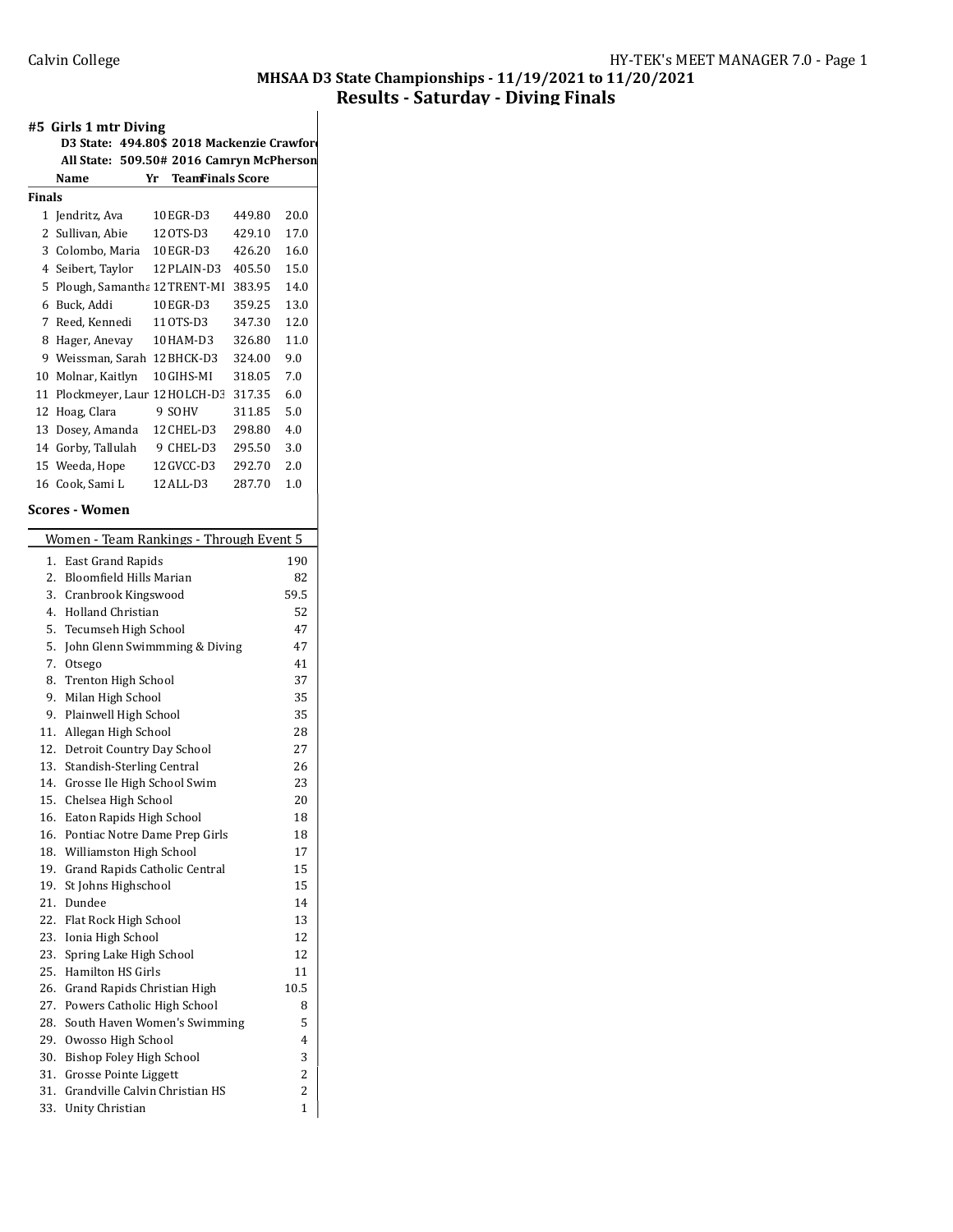## MHSAA D3 State Championships - 11/19/2021 to 11/20/2021

## Results - Saturday - Diving Finals

### #5 Girls 1 mtr Diving

D3 State: 494.80$ 2018 Mackenzie Crawford

All State: 509.50# 2016 Camryn McPherson

| | Name | Yr | Team | Finals Score | |
|---|---|---|---|---|---|
| **Finals** | | | | | |
| 1 | Jendritz, Ava | 10 | EGR-D3 | 449.80 | 20.0 |
| 2 | Sullivan, Abie | 12 | OTS-D3 | 429.10 | 17.0 |
| 3 | Colombo, Maria | 10 | EGR-D3 | 426.20 | 16.0 |
| 4 | Seibert, Taylor | 12 | PLAIN-D3 | 405.50 | 15.0 |
| 5 | Plough, Samantha | 12 | TRENT-MI | 383.95 | 14.0 |
| 6 | Buck, Addi | 10 | EGR-D3 | 359.25 | 13.0 |
| 7 | Reed, Kennedi | 11 | OTS-D3 | 347.30 | 12.0 |
| 8 | Hager, Anevay | 10 | HAM-D3 | 326.80 | 11.0 |
| 9 | Weissman, Sarah | 12 | BHCK-D3 | 324.00 | 9.0 |
| 10 | Molnar, Kaitlyn | 10 | GIHS-MI | 318.05 | 7.0 |
| 11 | Plockmeyer, Laur | 12 | HOLCH-D3 | 317.35 | 6.0 |
| 12 | Hoag, Clara | 9 | SOHV | 311.85 | 5.0 |
| 13 | Dosey, Amanda | 12 | CHEL-D3 | 298.80 | 4.0 |
| 14 | Gorby, Tallulah | 9 | CHEL-D3 | 295.50 | 3.0 |
| 15 | Weeda, Hope | 12 | GVCC-D3 | 292.70 | 2.0 |
| 16 | Cook, Sami L | 12 | ALL-D3 | 287.70 | 1.0 |

### Scores - Women

Women - Team Rankings - Through Event 5

| | | |
|---|---|---|
| 1. | East Grand Rapids | 190 |
| 2. | Bloomfield Hills Marian | 82 |
| 3. | Cranbrook Kingswood | 59.5 |
| 4. | Holland Christian | 52 |
| 5. | Tecumseh High School | 47 |
| 5. | John Glenn Swimmming & Diving | 47 |
| 7. | Otsego | 41 |
| 8. | Trenton High School | 37 |
| 9. | Milan High School | 35 |
| 9. | Plainwell High School | 35 |
| 11. | Allegan High School | 28 |
| 12. | Detroit Country Day School | 27 |
| 13. | Standish-Sterling Central | 26 |
| 14. | Grosse Ile High School Swim | 23 |
| 15. | Chelsea High School | 20 |
| 16. | Eaton Rapids High School | 18 |
| 16. | Pontiac Notre Dame Prep Girls | 18 |
| 18. | Williamston High School | 17 |
| 19. | Grand Rapids Catholic Central | 15 |
| 19. | St Johns Highschool | 15 |
| 21. | Dundee | 14 |
| 22. | Flat Rock High School | 13 |
| 23. | Ionia High School | 12 |
| 23. | Spring Lake High School | 12 |
| 25. | Hamilton HS Girls | 11 |
| 26. | Grand Rapids Christian High | 10.5 |
| 27. | Powers Catholic High School | 8 |
| 28. | South Haven Women's Swimming | 5 |
| 29. | Owosso High School | 4 |
| 30. | Bishop Foley High School | 3 |
| 31. | Grosse Pointe Liggett | 2 |
| 31. | Grandville Calvin Christian HS | 2 |
| 33. | Unity Christian | 1 |